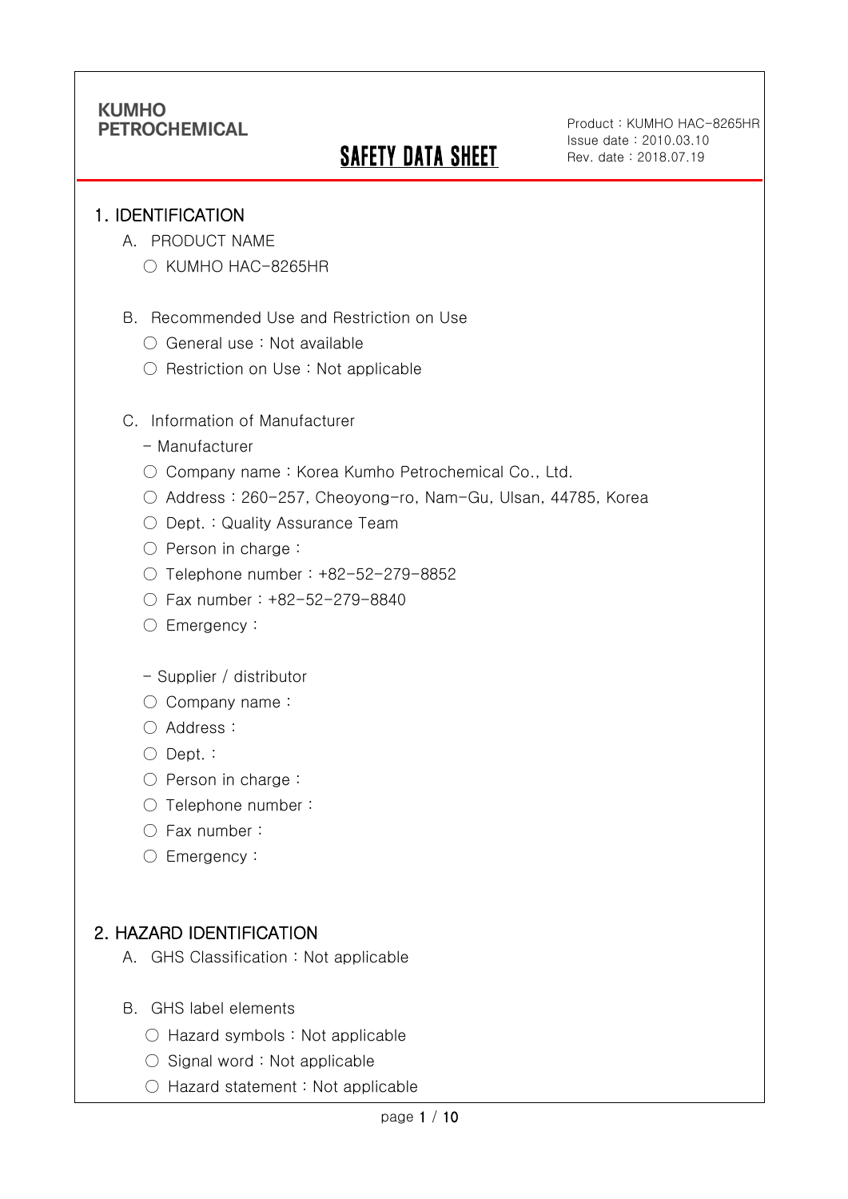KUMHO PETROCHEMICAL

# SAFETY DATA SHEET

Product : KUMHO HAC-8265HR
Issue date : 2010.03.10
Rev. date : 2018.07.19

## 1. IDENTIFICATION

A. PRODUCT NAME

○ KUMHO HAC-8265HR

B. Recommended Use and Restriction on Use

○ General use : Not available

○ Restriction on Use : Not applicable

C. Information of Manufacturer

\- Manufacturer

○ Company name : Korea Kumho Petrochemical Co., Ltd.

○ Address : 260-257, Cheoyong-ro, Nam-Gu, Ulsan, 44785, Korea

○ Dept. : Quality Assurance Team

○ Person in charge :

○ Telephone number : +82-52-279-8852

○ Fax number : +82-52-279-8840

○ Emergency :

\- Supplier / distributor

○ Company name :

○ Address :

○ Dept. :

○ Person in charge :

○ Telephone number :

○ Fax number :

○ Emergency :

## 2. HAZARD IDENTIFICATION

A. GHS Classification : Not applicable

B. GHS label elements

○ Hazard symbols : Not applicable

○ Signal word : Not applicable

○ Hazard statement : Not applicable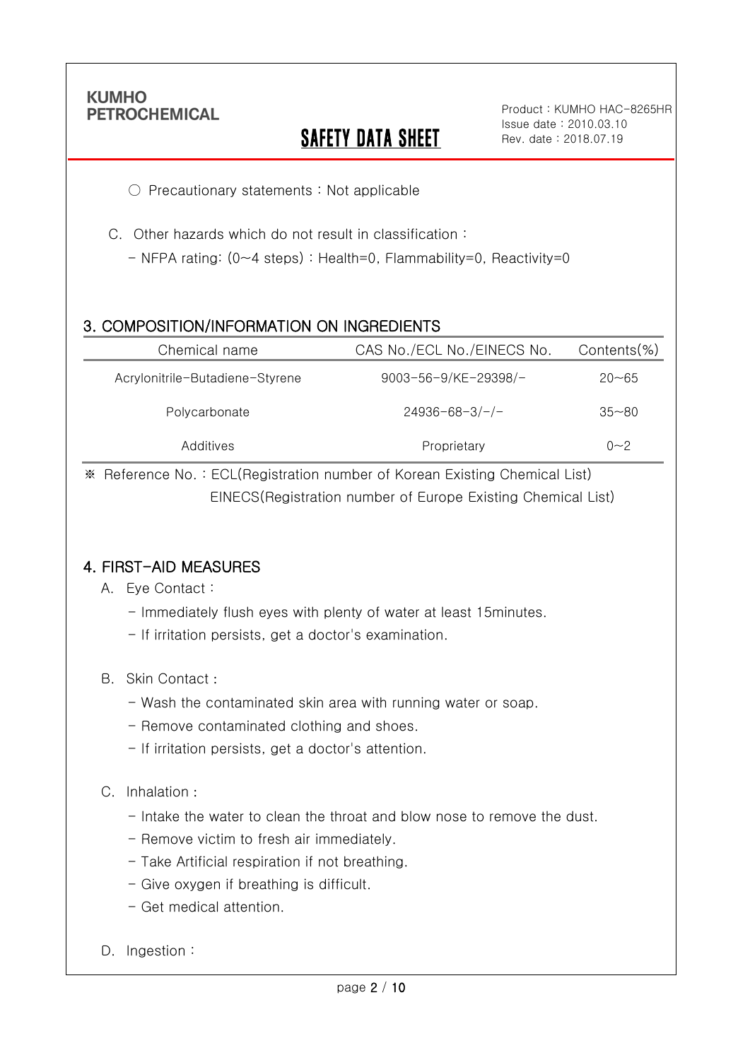○ Precautionary statements : Not applicable

C. Other hazards which do not result in classification :

- NFPA rating: (0~4 steps) : Health=0, Flammability=0, Reactivity=0

## 3. COMPOSITION/INFORMATION ON INGREDIENTS

| Chemical name | CAS No./ECL No./EINECS No. | Contents(%) |
|---|---|---|
| Acrylonitrile-Butadiene-Styrene | 9003-56-9/KE-29398/- | 20~65 |
| Polycarbonate | 24936-68-3/-/- | 35~80 |
| Additives | Proprietary | 0~2 |

※ Reference No. : ECL(Registration number of Korean Existing Chemical List)
EINECS(Registration number of Europe Existing Chemical List)

## 4. FIRST-AID MEASURES

A. Eye Contact :

- Immediately flush eyes with plenty of water at least 15minutes.
- If irritation persists, get a doctor's examination.

B. Skin Contact :

- Wash the contaminated skin area with running water or soap.
- Remove contaminated clothing and shoes.
- If irritation persists, get a doctor's attention.

C. Inhalation :

- Intake the water to clean the throat and blow nose to remove the dust.
- Remove victim to fresh air immediately.
- Take Artificial respiration if not breathing.
- Give oxygen if breathing is difficult.
- Get medical attention.

D. Ingestion :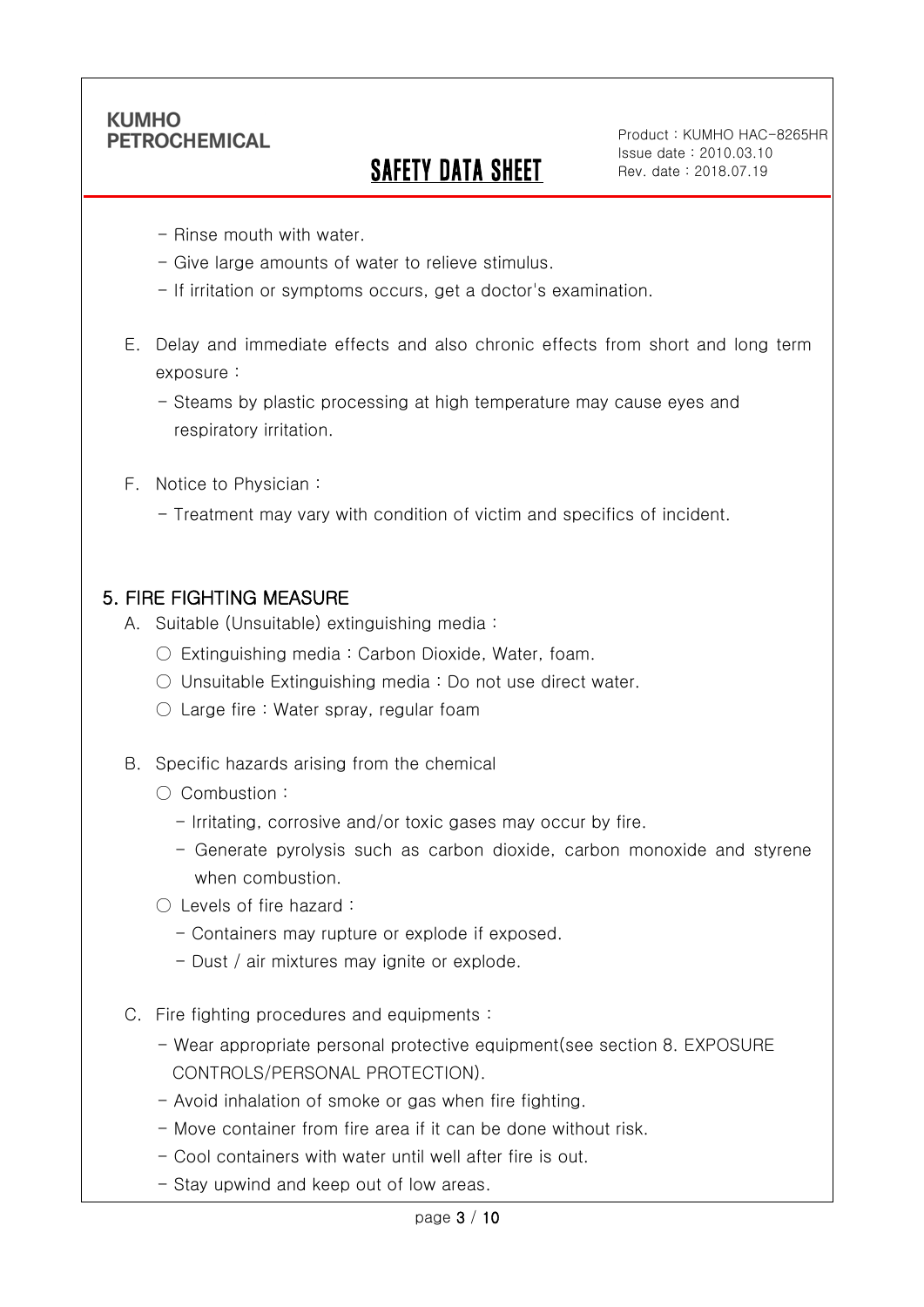- Rinse mouth with water.
- Give large amounts of water to relieve stimulus.
- If irritation or symptoms occurs, get a doctor's examination.

E. Delay and immediate effects and also chronic effects from short and long term exposure :

- Steams by plastic processing at high temperature may cause eyes and respiratory irritation.

F. Notice to Physician :

- Treatment may vary with condition of victim and specifics of incident.

## 5. FIRE FIGHTING MEASURE

A. Suitable (Unsuitable) extinguishing media :

○ Extinguishing media : Carbon Dioxide, Water, foam.

○ Unsuitable Extinguishing media : Do not use direct water.

○ Large fire : Water spray, regular foam

B. Specific hazards arising from the chemical

○ Combustion :

- Irritating, corrosive and/or toxic gases may occur by fire.
- Generate pyrolysis such as carbon dioxide, carbon monoxide and styrene when combustion.

○ Levels of fire hazard :

- Containers may rupture or explode if exposed.
- Dust / air mixtures may ignite or explode.

C. Fire fighting procedures and equipments :

- Wear appropriate personal protective equipment(see section 8. EXPOSURE CONTROLS/PERSONAL PROTECTION).
- Avoid inhalation of smoke or gas when fire fighting.
- Move container from fire area if it can be done without risk.
- Cool containers with water until well after fire is out.
- Stay upwind and keep out of low areas.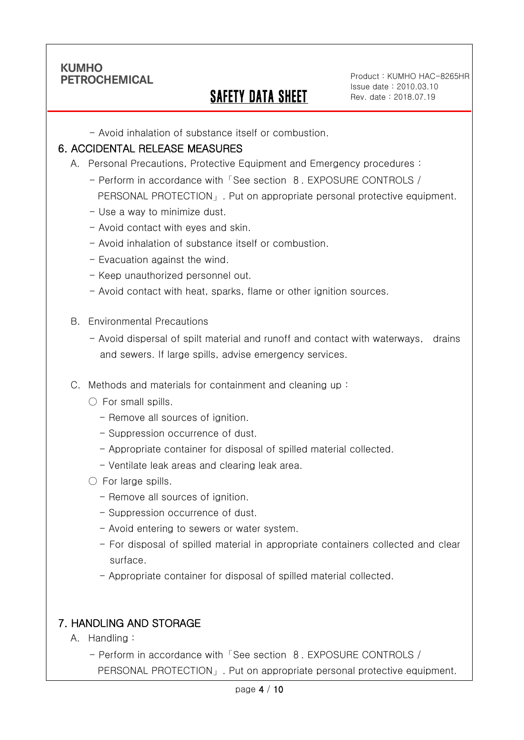- Avoid inhalation of substance itself or combustion.

## 6. ACCIDENTAL RELEASE MEASURES

A. Personal Precautions, Protective Equipment and Emergency procedures :

- Perform in accordance with「See section 8. EXPOSURE CONTROLS / PERSONAL PROTECTION」. Put on appropriate personal protective equipment.
- Use a way to minimize dust.
- Avoid contact with eyes and skin.
- Avoid inhalation of substance itself or combustion.
- Evacuation against the wind.
- Keep unauthorized personnel out.
- Avoid contact with heat, sparks, flame or other ignition sources.

B. Environmental Precautions

- Avoid dispersal of spilt material and runoff and contact with waterways, drains and sewers. If large spills, advise emergency services.

C. Methods and materials for containment and cleaning up :

○ For small spills.

- Remove all sources of ignition.
- Suppression occurrence of dust.
- Appropriate container for disposal of spilled material collected.
- Ventilate leak areas and clearing leak area.

○ For large spills.

- Remove all sources of ignition.
- Suppression occurrence of dust.
- Avoid entering to sewers or water system.
- For disposal of spilled material in appropriate containers collected and clear surface.
- Appropriate container for disposal of spilled material collected.

## 7. HANDLING AND STORAGE

A. Handling :

- Perform in accordance with「See section 8. EXPOSURE CONTROLS / PERSONAL PROTECTION」. Put on appropriate personal protective equipment.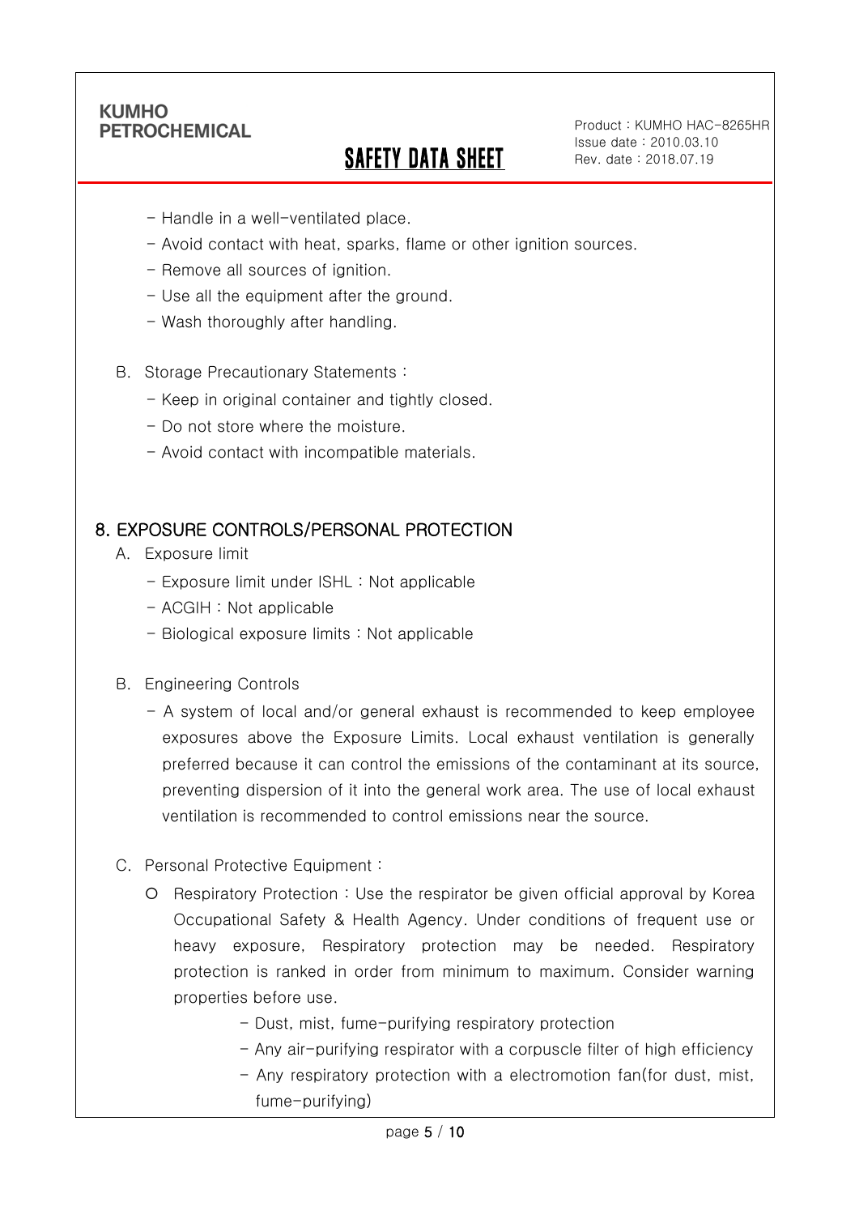- Handle in a well-ventilated place.
- Avoid contact with heat, sparks, flame or other ignition sources.
- Remove all sources of ignition.
- Use all the equipment after the ground.
- Wash thoroughly after handling.

B. Storage Precautionary Statements :
- Keep in original container and tightly closed.
- Do not store where the moisture.
- Avoid contact with incompatible materials.

## 8. EXPOSURE CONTROLS/PERSONAL PROTECTION

A. Exposure limit
- Exposure limit under ISHL : Not applicable
- ACGIH : Not applicable
- Biological exposure limits : Not applicable

B. Engineering Controls
- A system of local and/or general exhaust is recommended to keep employee exposures above the Exposure Limits. Local exhaust ventilation is generally preferred because it can control the emissions of the contaminant at its source, preventing dispersion of it into the general work area. The use of local exhaust ventilation is recommended to control emissions near the source.

C. Personal Protective Equipment :
- ○ Respiratory Protection : Use the respirator be given official approval by Korea Occupational Safety & Health Agency. Under conditions of frequent use or heavy exposure, Respiratory protection may be needed. Respiratory protection is ranked in order from minimum to maximum. Consider warning properties before use.
  - Dust, mist, fume-purifying respiratory protection
  - Any air-purifying respirator with a corpuscle filter of high efficiency
  - Any respiratory protection with a electromotion fan(for dust, mist, fume-purifying)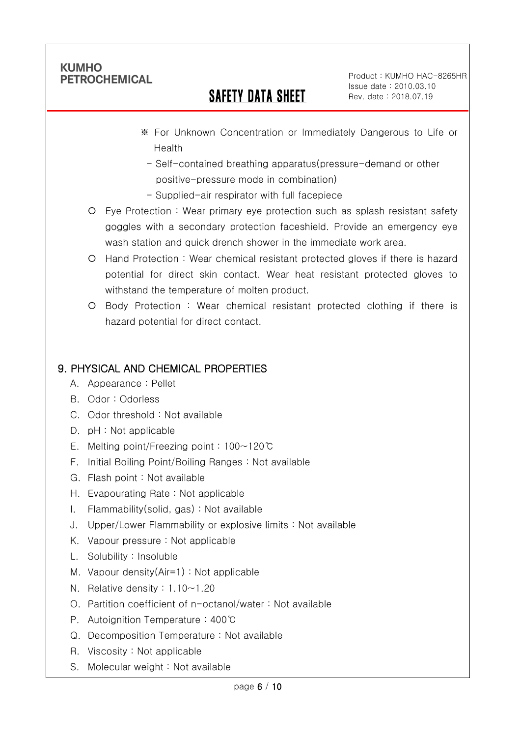※ For Unknown Concentration or Immediately Dangerous to Life or Health

- Self-contained breathing apparatus(pressure-demand or other positive-pressure mode in combination)
- Supplied-air respirator with full facepiece

○ Eye Protection : Wear primary eye protection such as splash resistant safety goggles with a secondary protection faceshield. Provide an emergency eye wash station and quick drench shower in the immediate work area.

○ Hand Protection : Wear chemical resistant protected gloves if there is hazard potential for direct skin contact. Wear heat resistant protected gloves to withstand the temperature of molten product.

○ Body Protection : Wear chemical resistant protected clothing if there is hazard potential for direct contact.

## 9. PHYSICAL AND CHEMICAL PROPERTIES

A. Appearance : Pellet
B. Odor : Odorless
C. Odor threshold : Not available
D. pH : Not applicable
E. Melting point/Freezing point : 100~120℃
F. Initial Boiling Point/Boiling Ranges : Not available
G. Flash point : Not available
H. Evapourating Rate : Not applicable
I. Flammability(solid, gas) : Not available
J. Upper/Lower Flammability or explosive limits : Not available
K. Vapour pressure : Not applicable
L. Solubility : Insoluble
M. Vapour density(Air=1) : Not applicable
N. Relative density : 1.10~1.20
O. Partition coefficient of n-octanol/water : Not available
P. Autoignition Temperature : 400℃
Q. Decomposition Temperature : Not available
R. Viscosity : Not applicable
S. Molecular weight : Not available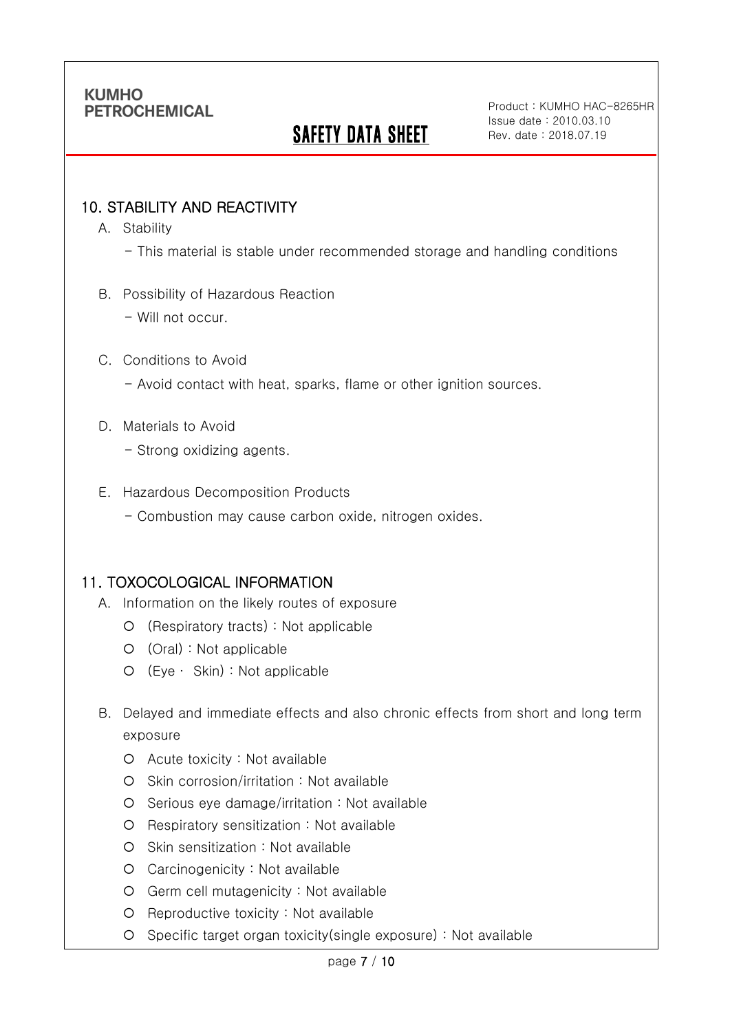## 10. STABILITY AND REACTIVITY

A. Stability

- This material is stable under recommended storage and handling conditions

B. Possibility of Hazardous Reaction

- Will not occur.

C. Conditions to Avoid

- Avoid contact with heat, sparks, flame or other ignition sources.

D. Materials to Avoid

- Strong oxidizing agents.

E. Hazardous Decomposition Products

- Combustion may cause carbon oxide, nitrogen oxides.

## 11. TOXOCOLOGICAL INFORMATION

A. Information on the likely routes of exposure

- (Respiratory tracts) : Not applicable
- (Oral) : Not applicable
- (Eye · Skin) : Not applicable

B. Delayed and immediate effects and also chronic effects from short and long term exposure

- Acute toxicity : Not available
- Skin corrosion/irritation : Not available
- Serious eye damage/irritation : Not available
- Respiratory sensitization : Not available
- Skin sensitization : Not available
- Carcinogenicity : Not available
- Germ cell mutagenicity : Not available
- Reproductive toxicity : Not available
- Specific target organ toxicity(single exposure) : Not available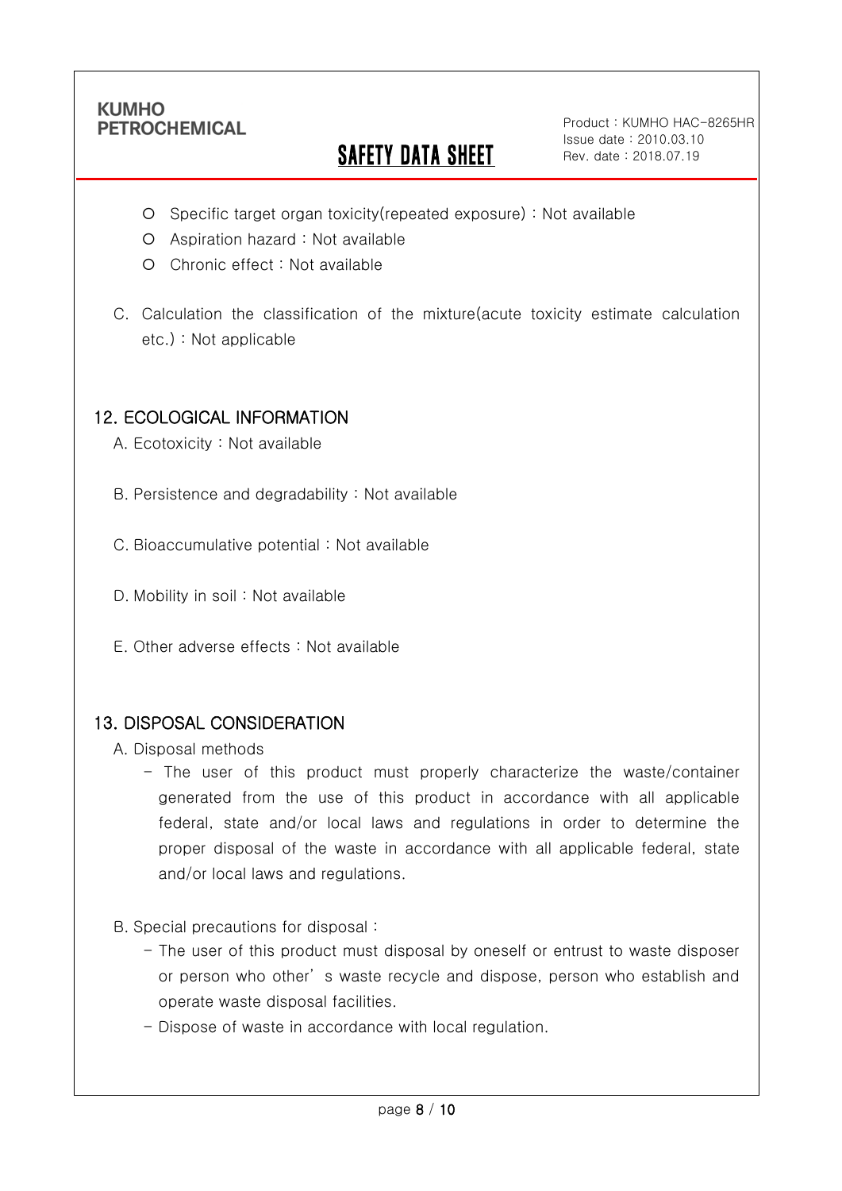- Specific target organ toxicity(repeated exposure) : Not available
- Aspiration hazard : Not available
- Chronic effect : Not available

C. Calculation the classification of the mixture(acute toxicity estimate calculation etc.) : Not applicable

## 12. ECOLOGICAL INFORMATION

A. Ecotoxicity : Not available

B. Persistence and degradability : Not available

C. Bioaccumulative potential : Not available

D. Mobility in soil : Not available

E. Other adverse effects : Not available

## 13. DISPOSAL CONSIDERATION

A. Disposal methods

- The user of this product must properly characterize the waste/container generated from the use of this product in accordance with all applicable federal, state and/or local laws and regulations in order to determine the proper disposal of the waste in accordance with all applicable federal, state and/or local laws and regulations.

B. Special precautions for disposal :

- The user of this product must disposal by oneself or entrust to waste disposer or person who other' s waste recycle and dispose, person who establish and operate waste disposal facilities.
- Dispose of waste in accordance with local regulation.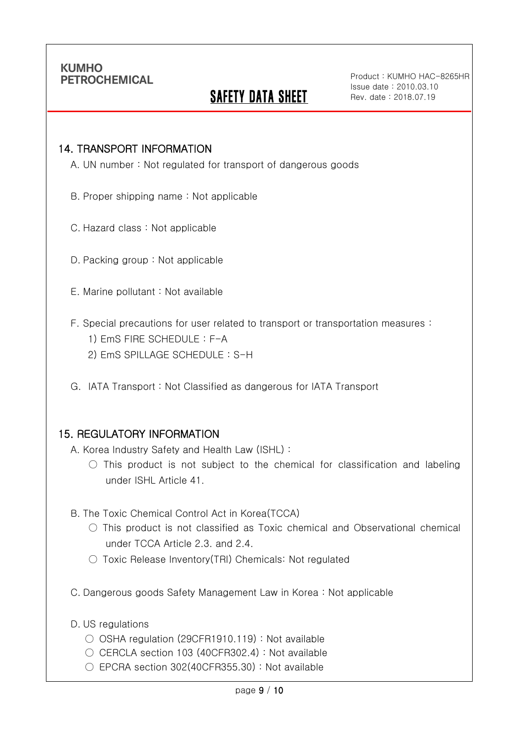## 14. TRANSPORT INFORMATION

A. UN number : Not regulated for transport of dangerous goods

B. Proper shipping name : Not applicable

C. Hazard class : Not applicable

D. Packing group : Not applicable

E. Marine pollutant : Not available

F. Special precautions for user related to transport or transportation measures :

1) EmS FIRE SCHEDULE : F-A
2) EmS SPILLAGE SCHEDULE : S-H

G. IATA Transport : Not Classified as dangerous for IATA Transport

## 15. REGULATORY INFORMATION

A. Korea Industry Safety and Health Law (ISHL) :

○ This product is not subject to the chemical for classification and labeling under ISHL Article 41.

B. The Toxic Chemical Control Act in Korea(TCCA)

○ This product is not classified as Toxic chemical and Observational chemical under TCCA Article 2.3. and 2.4.

○ Toxic Release Inventory(TRI) Chemicals: Not regulated

C. Dangerous goods Safety Management Law in Korea : Not applicable

D. US regulations

○ OSHA regulation (29CFR1910.119) : Not available

○ CERCLA section 103 (40CFR302.4) : Not available

○ EPCRA section 302(40CFR355.30) : Not available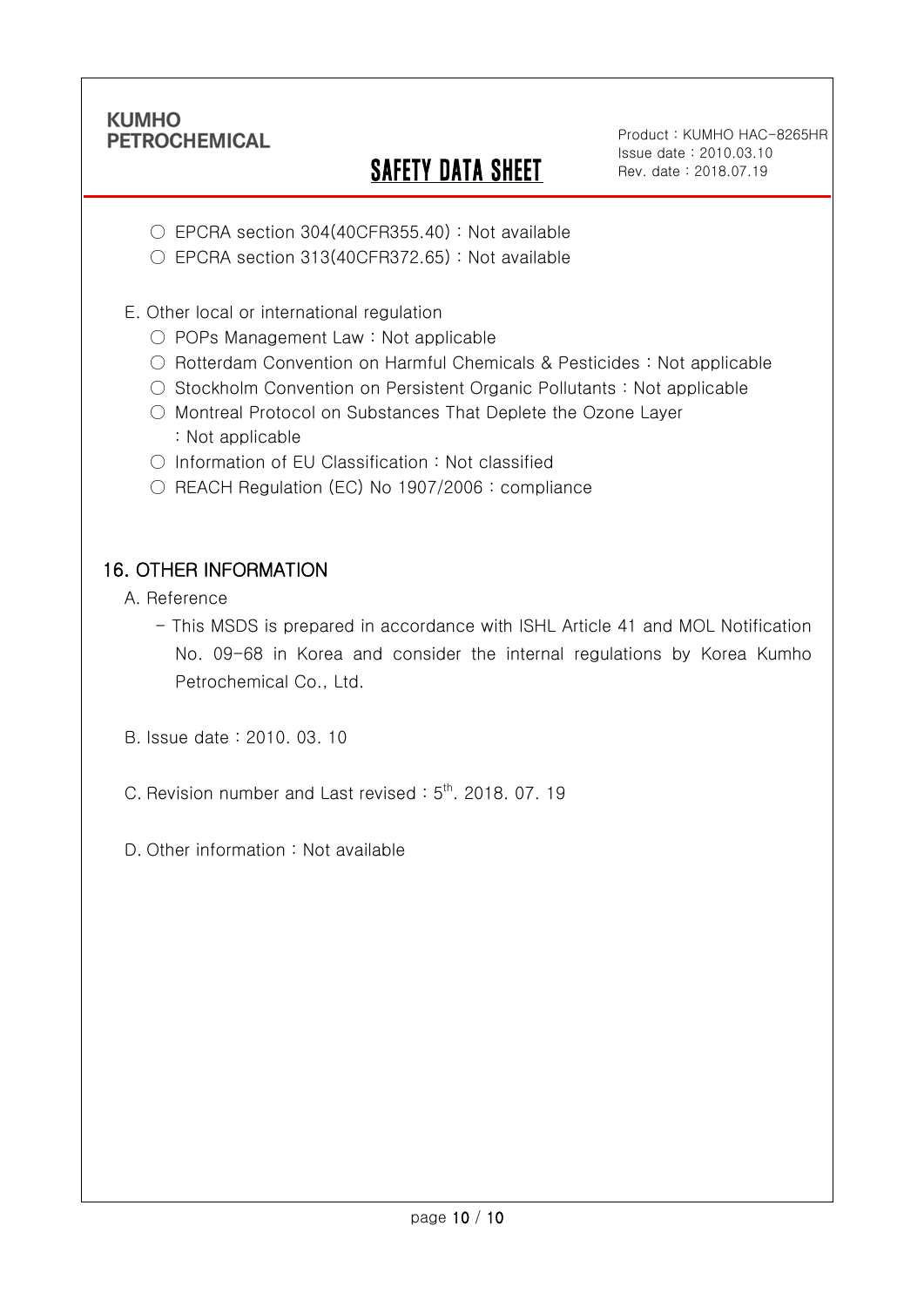○ EPCRA section 304(40CFR355.40) : Not available
○ EPCRA section 313(40CFR372.65) : Not available

E. Other local or international regulation

○ POPs Management Law : Not applicable
○ Rotterdam Convention on Harmful Chemicals & Pesticides : Not applicable
○ Stockholm Convention on Persistent Organic Pollutants : Not applicable
○ Montreal Protocol on Substances That Deplete the Ozone Layer
: Not applicable
○ Information of EU Classification : Not classified
○ REACH Regulation (EC) No 1907/2006 : compliance

## 16. OTHER INFORMATION

A. Reference

- This MSDS is prepared in accordance with ISHL Article 41 and MOL Notification No. 09-68 in Korea and consider the internal regulations by Korea Kumho Petrochemical Co., Ltd.

B. Issue date : 2010. 03. 10

C. Revision number and Last revised : 5$^{th}$. 2018. 07. 19

D. Other information : Not available